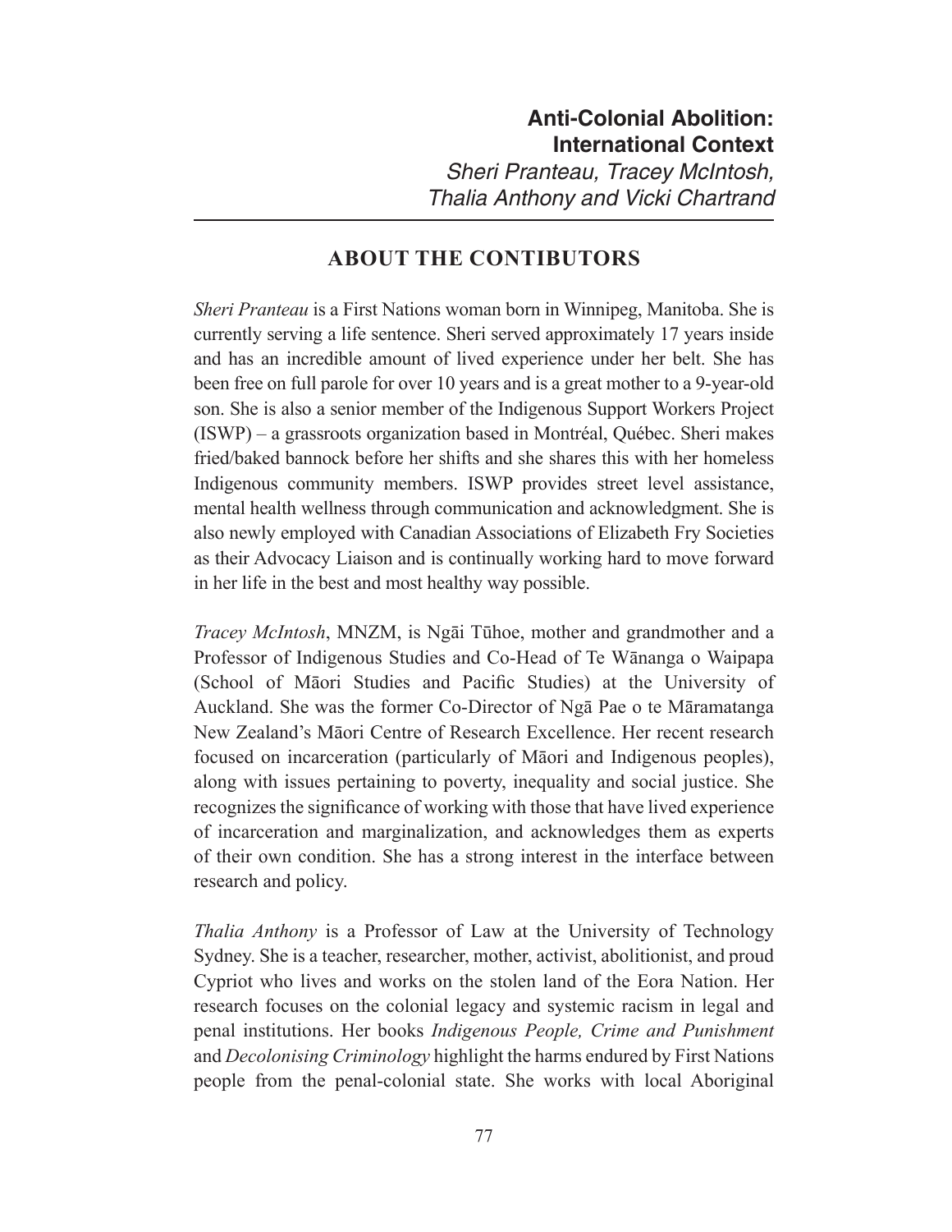# Anti-Colonial Abolition: International Context

*Sheri Pranteau, Tracey McIntosh, Thalia Anthony and Vicki Chartrand*

## ABOUT THE CONTIBUTORS

*Sheri Pranteau* is a First Nations woman born in Winnipeg, Manitoba. She is currently serving a life sentence. Sheri served approximately 17 years inside and has an incredible amount of lived experience under her belt. She has been free on full parole for over 10 years and is a great mother to a 9-year-old son. She is also a senior member of the Indigenous Support Workers Project (ISWP) – a grassroots organization based in Montréal, Québec. Sheri makes fried/baked bannock before her shifts and she shares this with her homeless Indigenous community members. ISWP provides street level assistance, mental health wellness through communication and acknowledgment. She is also newly employed with Canadian Associations of Elizabeth Fry Societies as their Advocacy Liaison and is continually working hard to move forward in her life in the best and most healthy way possible.

*Tracey McIntosh*, MNZM, is Ngāi Tūhoe, mother and grandmother and a Professor of Indigenous Studies and Co-Head of Te Wānanga o Waipapa (School of Māori Studies and Pacific Studies) at the University of Auckland. She was the former Co-Director of Ngā Pae o te Māramatanga New Zealand's Māori Centre of Research Excellence. Her recent research focused on incarceration (particularly of Māori and Indigenous peoples), along with issues pertaining to poverty, inequality and social justice. She recognizes the significance of working with those that have lived experience of incarceration and marginalization, and acknowledges them as experts of their own condition. She has a strong interest in the interface between research and policy.

*Thalia Anthony* is a Professor of Law at the University of Technology Sydney. She is a teacher, researcher, mother, activist, abolitionist, and proud Cypriot who lives and works on the stolen land of the Eora Nation. Her research focuses on the colonial legacy and systemic racism in legal and penal institutions. Her books *Indigenous People, Crime and Punishment* and *Decolonising Criminology* highlight the harms endured by First Nations people from the penal-colonial state. She works with local Aboriginal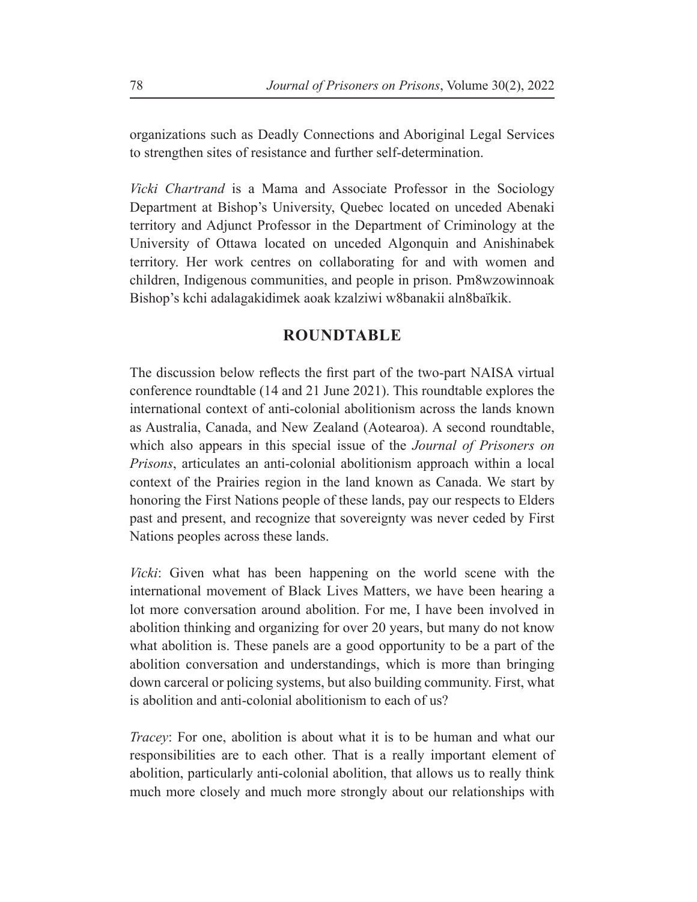organizations such as Deadly Connections and Aboriginal Legal Services to strengthen sites of resistance and further self-determination.

*Vicki Chartrand* is a Mama and Associate Professor in the Sociology Department at Bishop's University, Quebec located on unceded Abenaki territory and Adjunct Professor in the Department of Criminology at the University of Ottawa located on unceded Algonquin and Anishinabek territory. Her work centres on collaborating for and with women and children, Indigenous communities, and people in prison. Pm8wzowinnoak Bishop's kchi adalagakidimek aoak kzalziwi w8banakii aln8baïkik.

## ROUNDTABLE

The discussion below reflects the first part of the two-part NAISA virtual conference roundtable (14 and 21 June 2021). This roundtable explores the international context of anti-colonial abolitionism across the lands known as Australia, Canada, and New Zealand (Aotearoa). A second roundtable, which also appears in this special issue of the *Journal of Prisoners on Prisons*, articulates an anti-colonial abolitionism approach within a local context of the Prairies region in the land known as Canada. We start by honoring the First Nations people of these lands, pay our respects to Elders past and present, and recognize that sovereignty was never ceded by First Nations peoples across these lands.

*Vicki*: Given what has been happening on the world scene with the international movement of Black Lives Matters, we have been hearing a lot more conversation around abolition. For me, I have been involved in abolition thinking and organizing for over 20 years, but many do not know what abolition is. These panels are a good opportunity to be a part of the abolition conversation and understandings, which is more than bringing down carceral or policing systems, but also building community. First, what is abolition and anti-colonial abolitionism to each of us?

*Tracey*: For one, abolition is about what it is to be human and what our responsibilities are to each other. That is a really important element of abolition, particularly anti-colonial abolition, that allows us to really think much more closely and much more strongly about our relationships with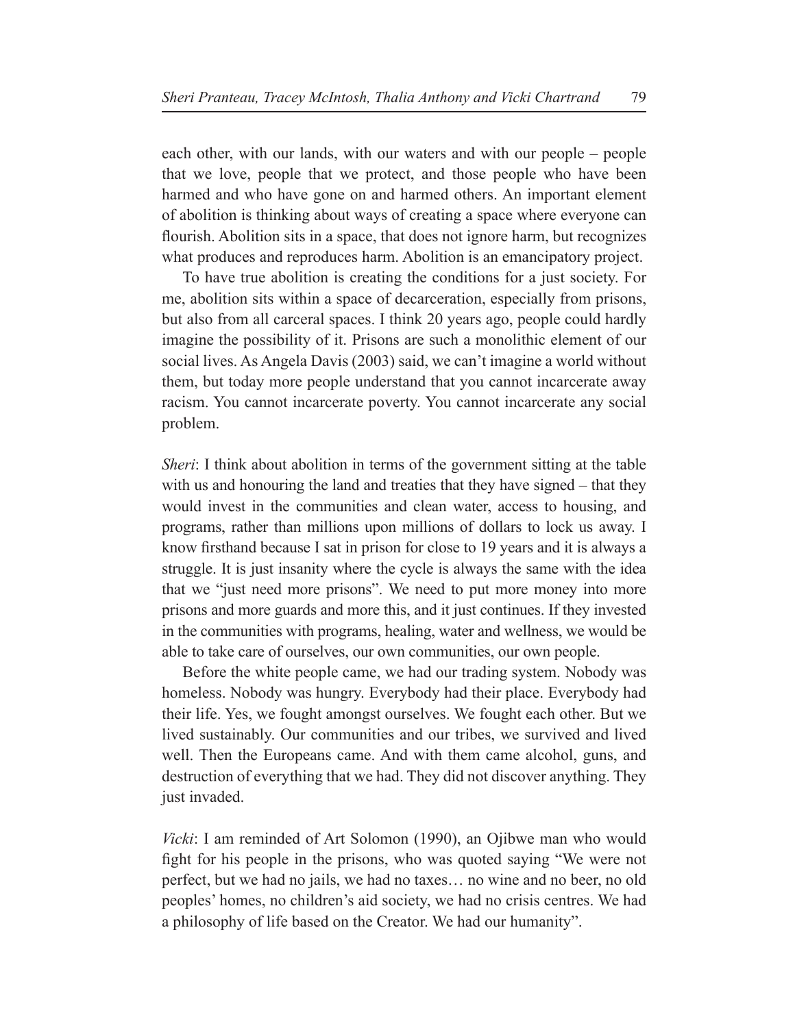each other, with our lands, with our waters and with our people – people that we love, people that we protect, and those people who have been harmed and who have gone on and harmed others. An important element of abolition is thinking about ways of creating a space where everyone can flourish. Abolition sits in a space, that does not ignore harm, but recognizes what produces and reproduces harm. Abolition is an emancipatory project.

To have true abolition is creating the conditions for a just society. For me, abolition sits within a space of decarceration, especially from prisons, but also from all carceral spaces. I think 20 years ago, people could hardly imagine the possibility of it. Prisons are such a monolithic element of our social lives. As Angela Davis (2003) said, we can't imagine a world without them, but today more people understand that you cannot incarcerate away racism. You cannot incarcerate poverty. You cannot incarcerate any social problem.

*Sheri*: I think about abolition in terms of the government sitting at the table with us and honouring the land and treaties that they have signed – that they would invest in the communities and clean water, access to housing, and programs, rather than millions upon millions of dollars to lock us away. I know firsthand because I sat in prison for close to 19 years and it is always a struggle. It is just insanity where the cycle is always the same with the idea that we "just need more prisons". We need to put more money into more prisons and more guards and more this, and it just continues. If they invested in the communities with programs, healing, water and wellness, we would be able to take care of ourselves, our own communities, our own people.

Before the white people came, we had our trading system. Nobody was homeless. Nobody was hungry. Everybody had their place. Everybody had their life. Yes, we fought amongst ourselves. We fought each other. But we lived sustainably. Our communities and our tribes, we survived and lived well. Then the Europeans came. And with them came alcohol, guns, and destruction of everything that we had. They did not discover anything. They just invaded.

*Vicki*: I am reminded of Art Solomon (1990), an Ojibwe man who would fight for his people in the prisons, who was quoted saying "We were not perfect, but we had no jails, we had no taxes… no wine and no beer, no old peoples' homes, no children's aid society, we had no crisis centres. We had a philosophy of life based on the Creator. We had our humanity".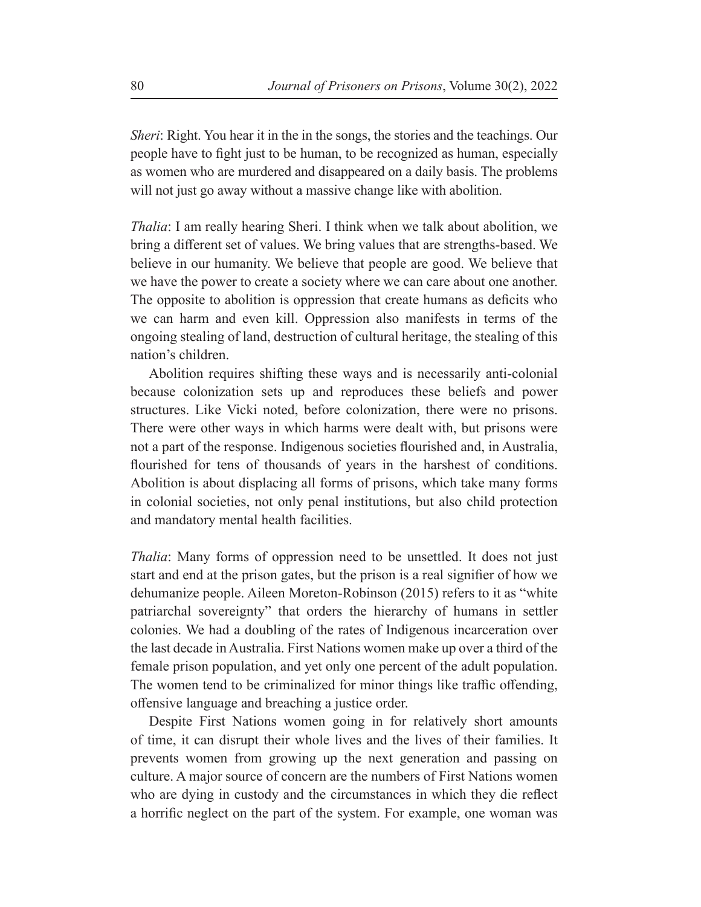*Sheri*: Right. You hear it in the in the songs, the stories and the teachings. Our people have to fight just to be human, to be recognized as human, especially as women who are murdered and disappeared on a daily basis. The problems will not just go away without a massive change like with abolition.

*Thalia*: I am really hearing Sheri. I think when we talk about abolition, we bring a different set of values. We bring values that are strengths-based. We believe in our humanity. We believe that people are good. We believe that we have the power to create a society where we can care about one another. The opposite to abolition is oppression that create humans as deficits who we can harm and even kill. Oppression also manifests in terms of the ongoing stealing of land, destruction of cultural heritage, the stealing of this nation's children.

Abolition requires shifting these ways and is necessarily anti-colonial because colonization sets up and reproduces these beliefs and power structures. Like Vicki noted, before colonization, there were no prisons. There were other ways in which harms were dealt with, but prisons were not a part of the response. Indigenous societies flourished and, in Australia, flourished for tens of thousands of years in the harshest of conditions. Abolition is about displacing all forms of prisons, which take many forms in colonial societies, not only penal institutions, but also child protection and mandatory mental health facilities.

*Thalia*: Many forms of oppression need to be unsettled. It does not just start and end at the prison gates, but the prison is a real signifier of how we dehumanize people. Aileen Moreton-Robinson (2015) refers to it as "white patriarchal sovereignty" that orders the hierarchy of humans in settler colonies. We had a doubling of the rates of Indigenous incarceration over the last decade in Australia. First Nations women make up over a third of the female prison population, and yet only one percent of the adult population. The women tend to be criminalized for minor things like traffic offending, offensive language and breaching a justice order.

Despite First Nations women going in for relatively short amounts of time, it can disrupt their whole lives and the lives of their families. It prevents women from growing up the next generation and passing on culture. A major source of concern are the numbers of First Nations women who are dying in custody and the circumstances in which they die reflect a horrific neglect on the part of the system. For example, one woman was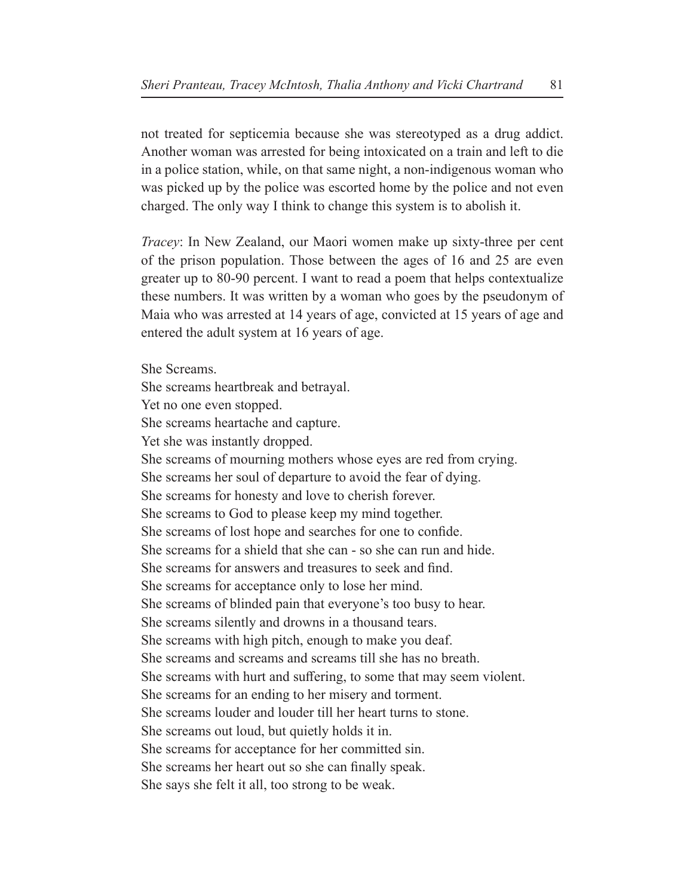not treated for septicemia because she was stereotyped as a drug addict. Another woman was arrested for being intoxicated on a train and left to die in a police station, while, on that same night, a non-indigenous woman who was picked up by the police was escorted home by the police and not even charged. The only way I think to change this system is to abolish it.

*Tracey*: In New Zealand, our Maori women make up sixty-three per cent of the prison population. Those between the ages of 16 and 25 are even greater up to 80-90 percent. I want to read a poem that helps contextualize these numbers. It was written by a woman who goes by the pseudonym of Maia who was arrested at 14 years of age, convicted at 15 years of age and entered the adult system at 16 years of age.

She Screams.  
She screams heartbreak and betrayal.  
Yet no one even stopped.  
She screams heartache and capture.  
Yet she was instantly dropped.  
She screams of mourning mothers whose eyes are red from crying.  
She screams her soul of departure to avoid the fear of dying.  
She screams for honesty and love to cherish forever.  
She screams to God to please keep my mind together.  
She screams of lost hope and searches for one to confide.  
She screams for a shield that she can - so she can run and hide.  
She screams for answers and treasures to seek and find.  
She screams for acceptance only to lose her mind.  
She screams of blinded pain that everyone's too busy to hear.  
She screams silently and drowns in a thousand tears.  
She screams with high pitch, enough to make you deaf.  
She screams and screams and screams till she has no breath.  
She screams with hurt and suffering, to some that may seem violent.  
She screams for an ending to her misery and torment.  
She screams louder and louder till her heart turns to stone.  
She screams out loud, but quietly holds it in.  
She screams for acceptance for her committed sin.  
She screams her heart out so she can finally speak.  
She says she felt it all, too strong to be weak.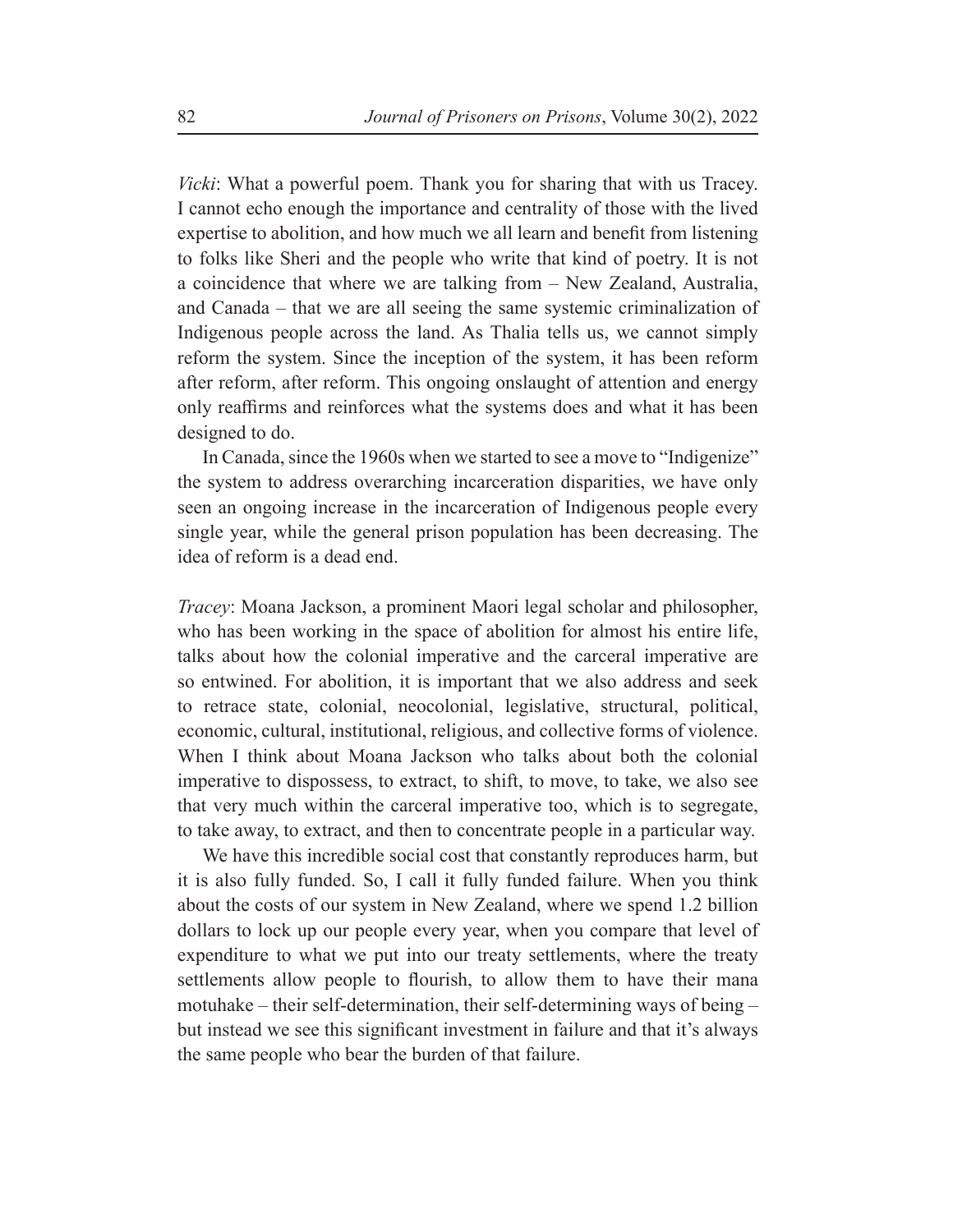*Vicki*: What a powerful poem. Thank you for sharing that with us Tracey. I cannot echo enough the importance and centrality of those with the lived expertise to abolition, and how much we all learn and benefit from listening to folks like Sheri and the people who write that kind of poetry. It is not a coincidence that where we are talking from – New Zealand, Australia, and Canada – that we are all seeing the same systemic criminalization of Indigenous people across the land. As Thalia tells us, we cannot simply reform the system. Since the inception of the system, it has been reform after reform, after reform. This ongoing onslaught of attention and energy only reaffirms and reinforces what the systems does and what it has been designed to do.

In Canada, since the 1960s when we started to see a move to "Indigenize" the system to address overarching incarceration disparities, we have only seen an ongoing increase in the incarceration of Indigenous people every single year, while the general prison population has been decreasing. The idea of reform is a dead end.

*Tracey*: Moana Jackson, a prominent Maori legal scholar and philosopher, who has been working in the space of abolition for almost his entire life, talks about how the colonial imperative and the carceral imperative are so entwined. For abolition, it is important that we also address and seek to retrace state, colonial, neocolonial, legislative, structural, political, economic, cultural, institutional, religious, and collective forms of violence. When I think about Moana Jackson who talks about both the colonial imperative to dispossess, to extract, to shift, to move, to take, we also see that very much within the carceral imperative too, which is to segregate, to take away, to extract, and then to concentrate people in a particular way.

We have this incredible social cost that constantly reproduces harm, but it is also fully funded. So, I call it fully funded failure. When you think about the costs of our system in New Zealand, where we spend 1.2 billion dollars to lock up our people every year, when you compare that level of expenditure to what we put into our treaty settlements, where the treaty settlements allow people to flourish, to allow them to have their mana motuhake – their self-determination, their self-determining ways of being – but instead we see this significant investment in failure and that it's always the same people who bear the burden of that failure.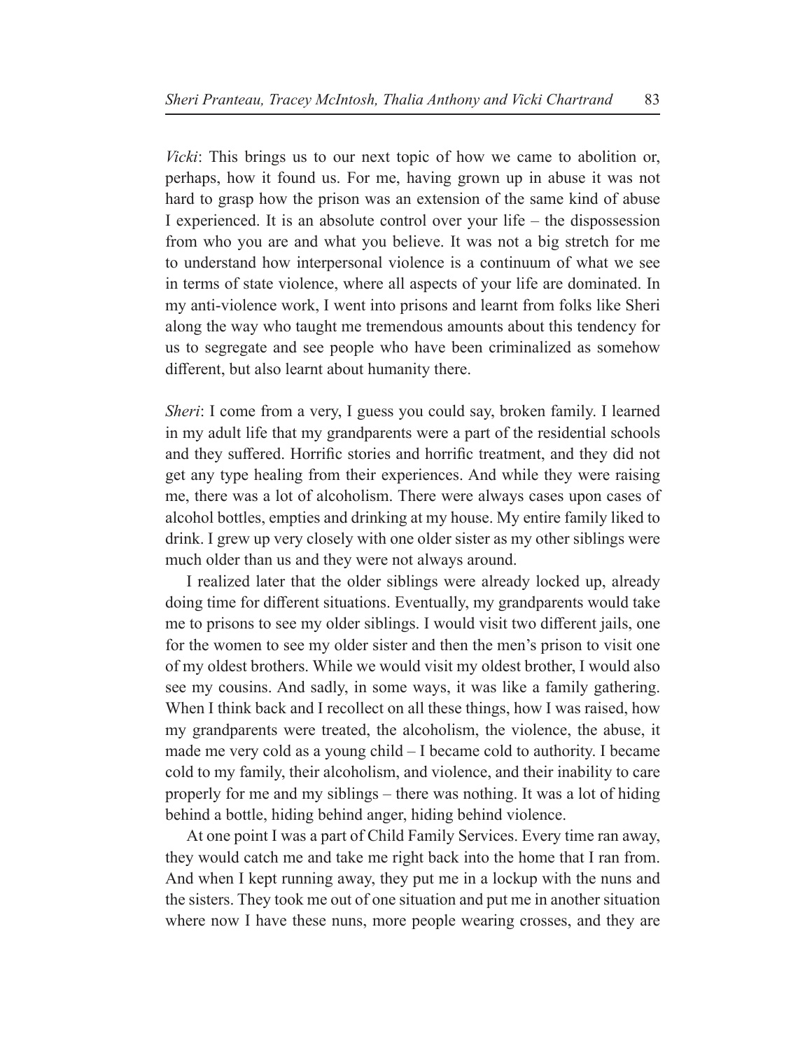*Vicki*: This brings us to our next topic of how we came to abolition or, perhaps, how it found us. For me, having grown up in abuse it was not hard to grasp how the prison was an extension of the same kind of abuse I experienced. It is an absolute control over your life – the dispossession from who you are and what you believe. It was not a big stretch for me to understand how interpersonal violence is a continuum of what we see in terms of state violence, where all aspects of your life are dominated. In my anti-violence work, I went into prisons and learnt from folks like Sheri along the way who taught me tremendous amounts about this tendency for us to segregate and see people who have been criminalized as somehow different, but also learnt about humanity there.

*Sheri*: I come from a very, I guess you could say, broken family. I learned in my adult life that my grandparents were a part of the residential schools and they suffered. Horrific stories and horrific treatment, and they did not get any type healing from their experiences. And while they were raising me, there was a lot of alcoholism. There were always cases upon cases of alcohol bottles, empties and drinking at my house. My entire family liked to drink. I grew up very closely with one older sister as my other siblings were much older than us and they were not always around.

I realized later that the older siblings were already locked up, already doing time for different situations. Eventually, my grandparents would take me to prisons to see my older siblings. I would visit two different jails, one for the women to see my older sister and then the men's prison to visit one of my oldest brothers. While we would visit my oldest brother, I would also see my cousins. And sadly, in some ways, it was like a family gathering. When I think back and I recollect on all these things, how I was raised, how my grandparents were treated, the alcoholism, the violence, the abuse, it made me very cold as a young child – I became cold to authority. I became cold to my family, their alcoholism, and violence, and their inability to care properly for me and my siblings – there was nothing. It was a lot of hiding behind a bottle, hiding behind anger, hiding behind violence.

At one point I was a part of Child Family Services. Every time ran away, they would catch me and take me right back into the home that I ran from. And when I kept running away, they put me in a lockup with the nuns and the sisters. They took me out of one situation and put me in another situation where now I have these nuns, more people wearing crosses, and they are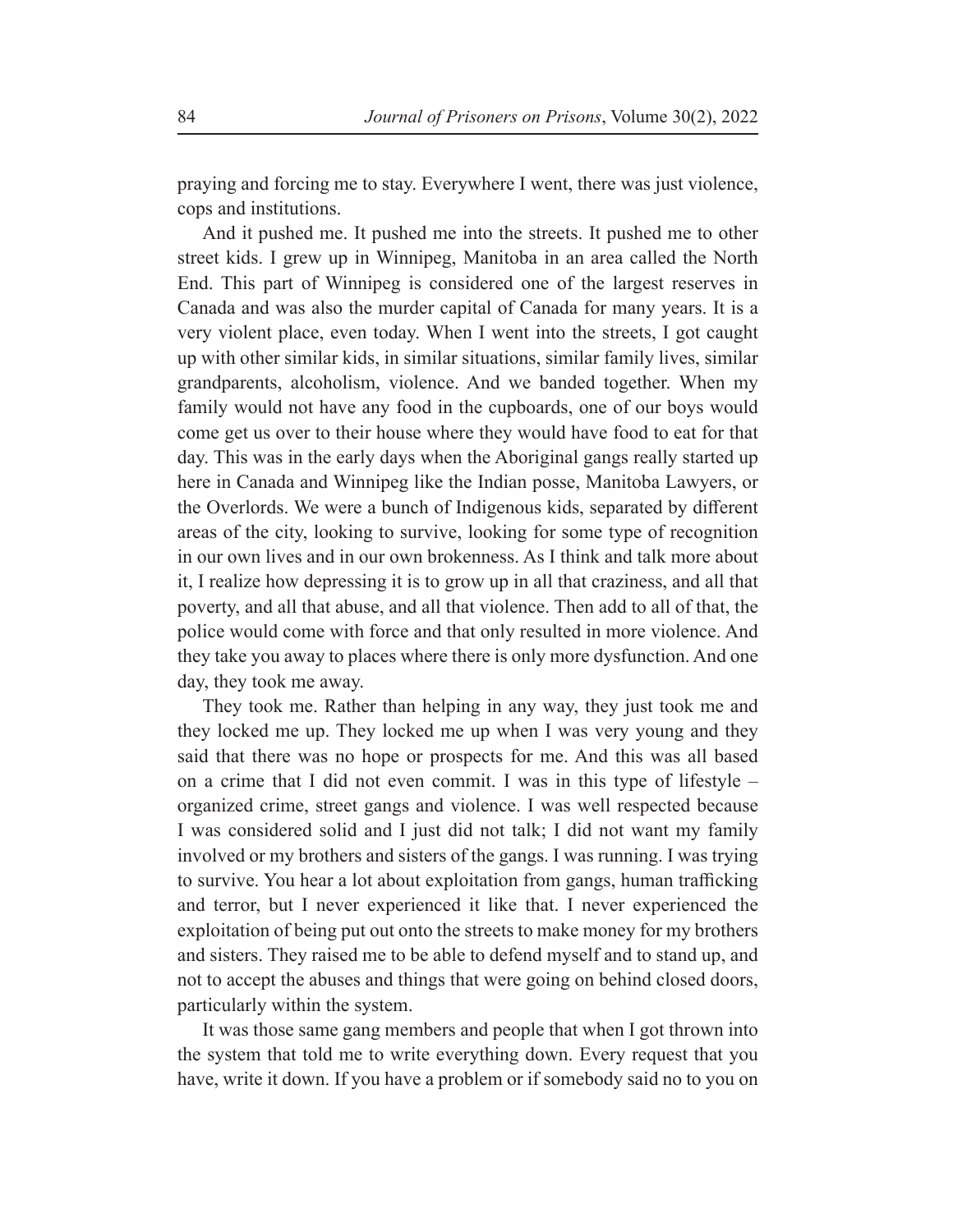praying and forcing me to stay. Everywhere I went, there was just violence, cops and institutions.

And it pushed me. It pushed me into the streets. It pushed me to other street kids. I grew up in Winnipeg, Manitoba in an area called the North End. This part of Winnipeg is considered one of the largest reserves in Canada and was also the murder capital of Canada for many years. It is a very violent place, even today. When I went into the streets, I got caught up with other similar kids, in similar situations, similar family lives, similar grandparents, alcoholism, violence. And we banded together. When my family would not have any food in the cupboards, one of our boys would come get us over to their house where they would have food to eat for that day. This was in the early days when the Aboriginal gangs really started up here in Canada and Winnipeg like the Indian posse, Manitoba Lawyers, or the Overlords. We were a bunch of Indigenous kids, separated by different areas of the city, looking to survive, looking for some type of recognition in our own lives and in our own brokenness. As I think and talk more about it, I realize how depressing it is to grow up in all that craziness, and all that poverty, and all that abuse, and all that violence. Then add to all of that, the police would come with force and that only resulted in more violence. And they take you away to places where there is only more dysfunction. And one day, they took me away.

They took me. Rather than helping in any way, they just took me and they locked me up. They locked me up when I was very young and they said that there was no hope or prospects for me. And this was all based on a crime that I did not even commit. I was in this type of lifestyle – organized crime, street gangs and violence. I was well respected because I was considered solid and I just did not talk; I did not want my family involved or my brothers and sisters of the gangs. I was running. I was trying to survive. You hear a lot about exploitation from gangs, human trafficking and terror, but I never experienced it like that. I never experienced the exploitation of being put out onto the streets to make money for my brothers and sisters. They raised me to be able to defend myself and to stand up, and not to accept the abuses and things that were going on behind closed doors, particularly within the system.

It was those same gang members and people that when I got thrown into the system that told me to write everything down. Every request that you have, write it down. If you have a problem or if somebody said no to you on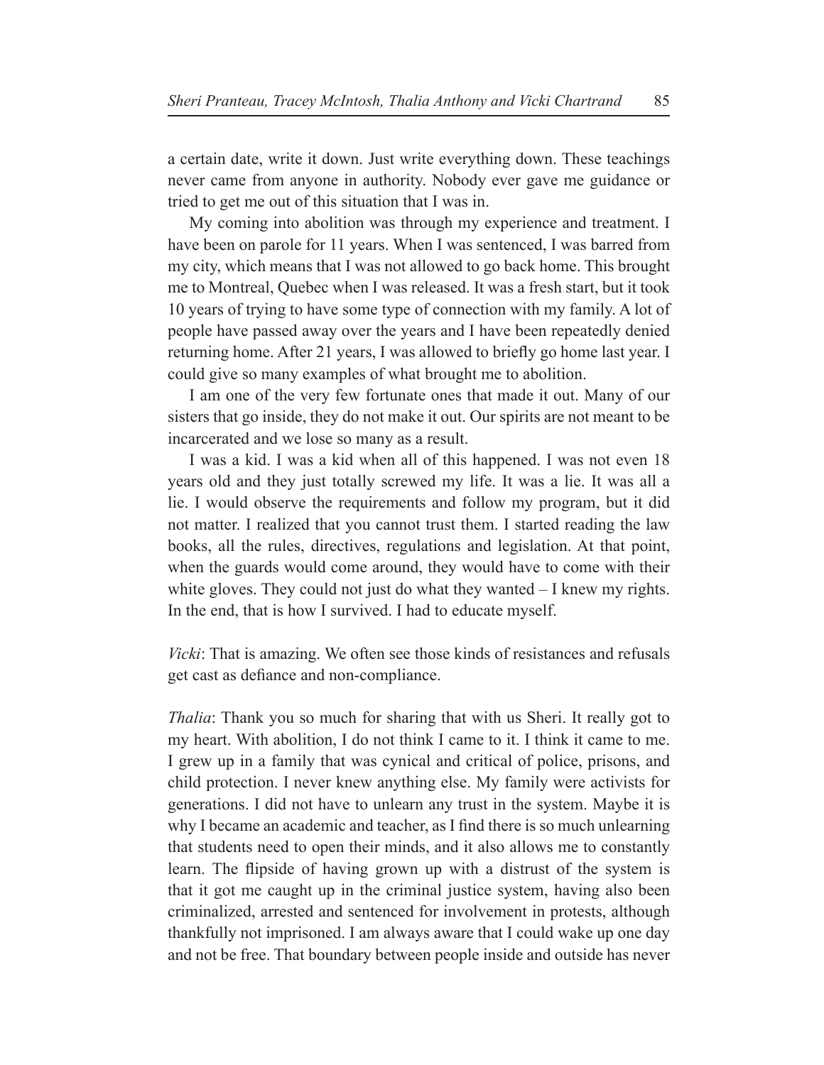a certain date, write it down. Just write everything down. These teachings never came from anyone in authority. Nobody ever gave me guidance or tried to get me out of this situation that I was in.

My coming into abolition was through my experience and treatment. I have been on parole for 11 years. When I was sentenced, I was barred from my city, which means that I was not allowed to go back home. This brought me to Montreal, Quebec when I was released. It was a fresh start, but it took 10 years of trying to have some type of connection with my family. A lot of people have passed away over the years and I have been repeatedly denied returning home. After 21 years, I was allowed to briefly go home last year. I could give so many examples of what brought me to abolition.

I am one of the very few fortunate ones that made it out. Many of our sisters that go inside, they do not make it out. Our spirits are not meant to be incarcerated and we lose so many as a result.

I was a kid. I was a kid when all of this happened. I was not even 18 years old and they just totally screwed my life. It was a lie. It was all a lie. I would observe the requirements and follow my program, but it did not matter. I realized that you cannot trust them. I started reading the law books, all the rules, directives, regulations and legislation. At that point, when the guards would come around, they would have to come with their white gloves. They could not just do what they wanted – I knew my rights. In the end, that is how I survived. I had to educate myself.

*Vicki*: That is amazing. We often see those kinds of resistances and refusals get cast as defiance and non-compliance.

*Thalia*: Thank you so much for sharing that with us Sheri. It really got to my heart. With abolition, I do not think I came to it. I think it came to me. I grew up in a family that was cynical and critical of police, prisons, and child protection. I never knew anything else. My family were activists for generations. I did not have to unlearn any trust in the system. Maybe it is why I became an academic and teacher, as I find there is so much unlearning that students need to open their minds, and it also allows me to constantly learn. The flipside of having grown up with a distrust of the system is that it got me caught up in the criminal justice system, having also been criminalized, arrested and sentenced for involvement in protests, although thankfully not imprisoned. I am always aware that I could wake up one day and not be free. That boundary between people inside and outside has never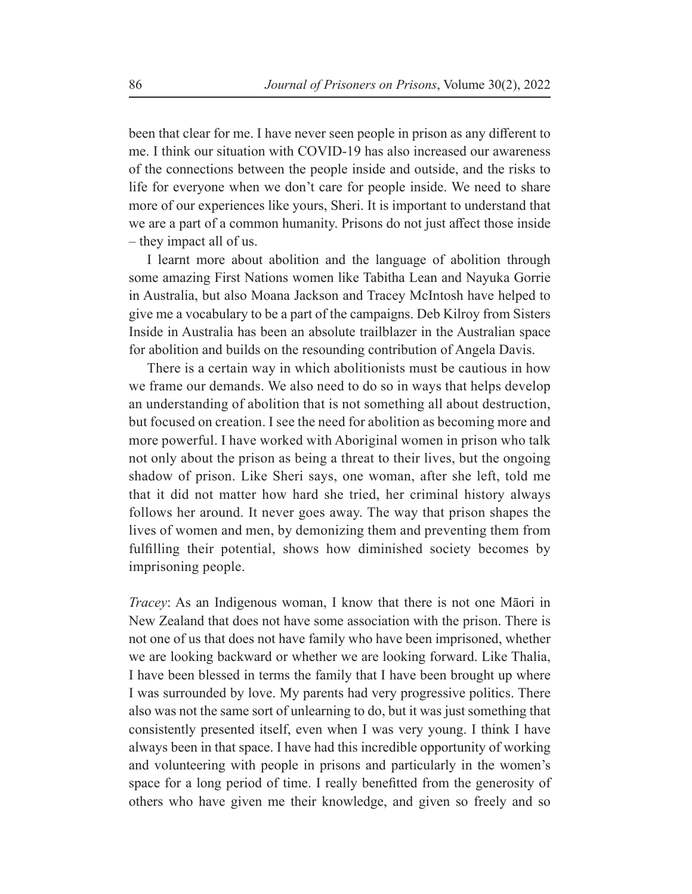been that clear for me. I have never seen people in prison as any different to me. I think our situation with COVID-19 has also increased our awareness of the connections between the people inside and outside, and the risks to life for everyone when we don't care for people inside. We need to share more of our experiences like yours, Sheri. It is important to understand that we are a part of a common humanity. Prisons do not just affect those inside – they impact all of us.

I learnt more about abolition and the language of abolition through some amazing First Nations women like Tabitha Lean and Nayuka Gorrie in Australia, but also Moana Jackson and Tracey McIntosh have helped to give me a vocabulary to be a part of the campaigns. Deb Kilroy from Sisters Inside in Australia has been an absolute trailblazer in the Australian space for abolition and builds on the resounding contribution of Angela Davis.

There is a certain way in which abolitionists must be cautious in how we frame our demands. We also need to do so in ways that helps develop an understanding of abolition that is not something all about destruction, but focused on creation. I see the need for abolition as becoming more and more powerful. I have worked with Aboriginal women in prison who talk not only about the prison as being a threat to their lives, but the ongoing shadow of prison. Like Sheri says, one woman, after she left, told me that it did not matter how hard she tried, her criminal history always follows her around. It never goes away. The way that prison shapes the lives of women and men, by demonizing them and preventing them from fulfilling their potential, shows how diminished society becomes by imprisoning people.

*Tracey*: As an Indigenous woman, I know that there is not one Māori in New Zealand that does not have some association with the prison. There is not one of us that does not have family who have been imprisoned, whether we are looking backward or whether we are looking forward. Like Thalia, I have been blessed in terms the family that I have been brought up where I was surrounded by love. My parents had very progressive politics. There also was not the same sort of unlearning to do, but it was just something that consistently presented itself, even when I was very young. I think I have always been in that space. I have had this incredible opportunity of working and volunteering with people in prisons and particularly in the women's space for a long period of time. I really benefitted from the generosity of others who have given me their knowledge, and given so freely and so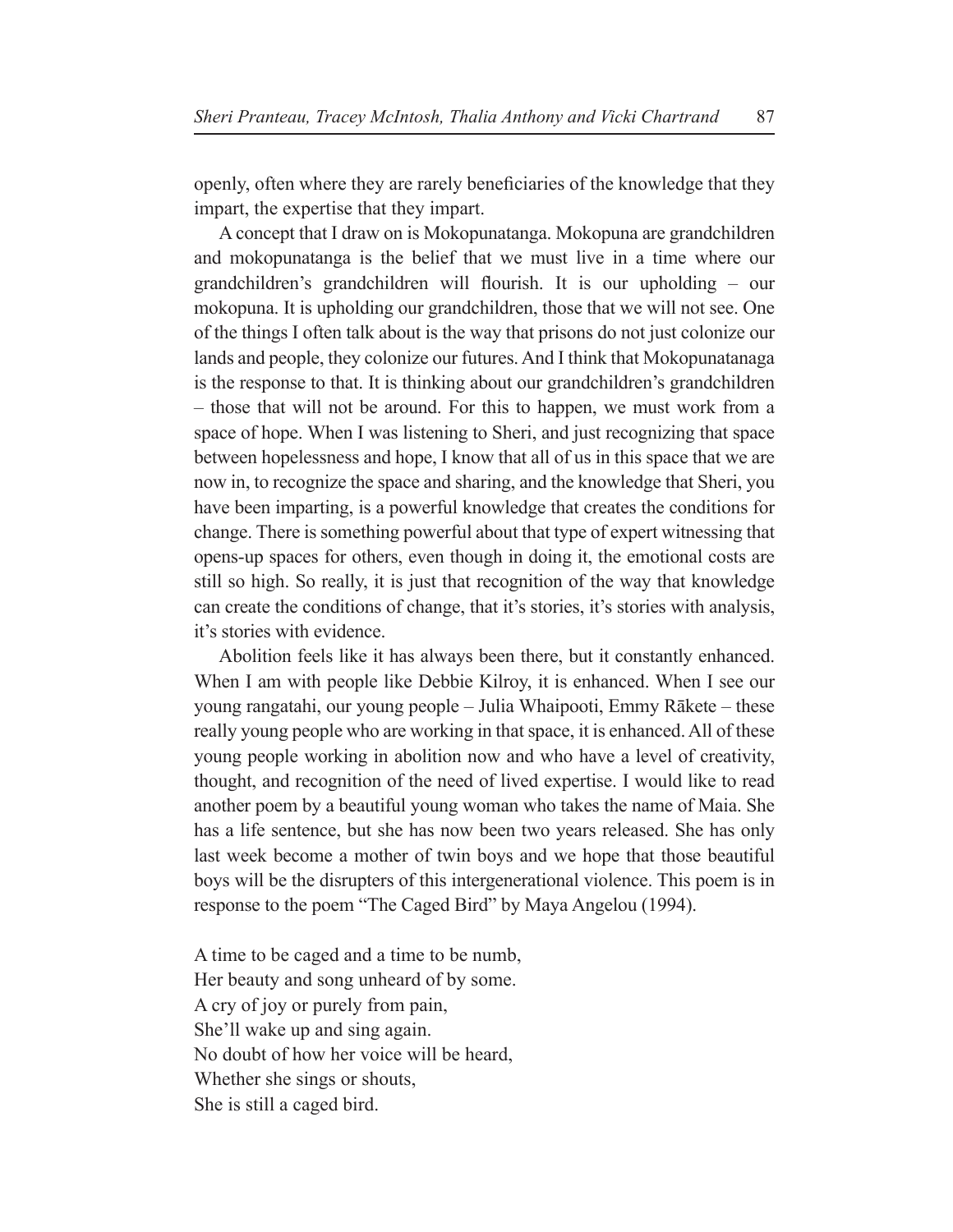openly, often where they are rarely beneficiaries of the knowledge that they impart, the expertise that they impart.

A concept that I draw on is Mokopunatanga. Mokopuna are grandchildren and mokopunatanga is the belief that we must live in a time where our grandchildren's grandchildren will flourish. It is our upholding – our mokopuna. It is upholding our grandchildren, those that we will not see. One of the things I often talk about is the way that prisons do not just colonize our lands and people, they colonize our futures. And I think that Mokopunatanaga is the response to that. It is thinking about our grandchildren's grandchildren – those that will not be around. For this to happen, we must work from a space of hope. When I was listening to Sheri, and just recognizing that space between hopelessness and hope, I know that all of us in this space that we are now in, to recognize the space and sharing, and the knowledge that Sheri, you have been imparting, is a powerful knowledge that creates the conditions for change. There is something powerful about that type of expert witnessing that opens-up spaces for others, even though in doing it, the emotional costs are still so high. So really, it is just that recognition of the way that knowledge can create the conditions of change, that it's stories, it's stories with analysis, it's stories with evidence.

Abolition feels like it has always been there, but it constantly enhanced. When I am with people like Debbie Kilroy, it is enhanced. When I see our young rangatahi, our young people – Julia Whaipooti, Emmy Rākete – these really young people who are working in that space, it is enhanced. All of these young people working in abolition now and who have a level of creativity, thought, and recognition of the need of lived expertise. I would like to read another poem by a beautiful young woman who takes the name of Maia. She has a life sentence, but she has now been two years released. She has only last week become a mother of twin boys and we hope that those beautiful boys will be the disrupters of this intergenerational violence. This poem is in response to the poem "The Caged Bird" by Maya Angelou (1994).

A time to be caged and a time to be numb,  
Her beauty and song unheard of by some.  
A cry of joy or purely from pain,  
She'll wake up and sing again.  
No doubt of how her voice will be heard,  
Whether she sings or shouts,  
She is still a caged bird.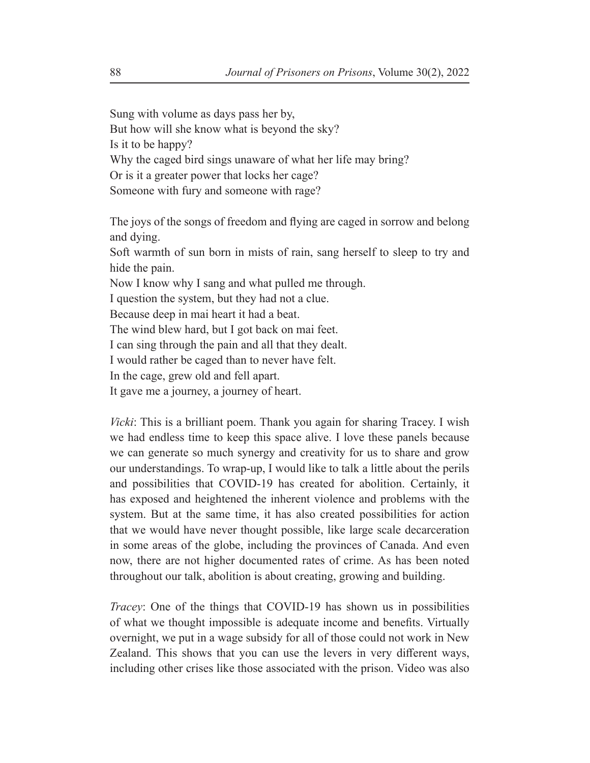Sung with volume as days pass her by,  
But how will she know what is beyond the sky?  
Is it to be happy?  
Why the caged bird sings unaware of what her life may bring?  
Or is it a greater power that locks her cage?  
Someone with fury and someone with rage?

The joys of the songs of freedom and flying are caged in sorrow and belong and dying.  
Soft warmth of sun born in mists of rain, sang herself to sleep to try and hide the pain.  
Now I know why I sang and what pulled me through.  
I question the system, but they had not a clue.  
Because deep in mai heart it had a beat.  
The wind blew hard, but I got back on mai feet.  
I can sing through the pain and all that they dealt.  
I would rather be caged than to never have felt.  
In the cage, grew old and fell apart.  
It gave me a journey, a journey of heart.

*Vicki*: This is a brilliant poem. Thank you again for sharing Tracey. I wish we had endless time to keep this space alive. I love these panels because we can generate so much synergy and creativity for us to share and grow our understandings. To wrap-up, I would like to talk a little about the perils and possibilities that COVID-19 has created for abolition. Certainly, it has exposed and heightened the inherent violence and problems with the system. But at the same time, it has also created possibilities for action that we would have never thought possible, like large scale decarceration in some areas of the globe, including the provinces of Canada. And even now, there are not higher documented rates of crime. As has been noted throughout our talk, abolition is about creating, growing and building.

*Tracey*: One of the things that COVID-19 has shown us in possibilities of what we thought impossible is adequate income and benefits. Virtually overnight, we put in a wage subsidy for all of those could not work in New Zealand. This shows that you can use the levers in very different ways, including other crises like those associated with the prison. Video was also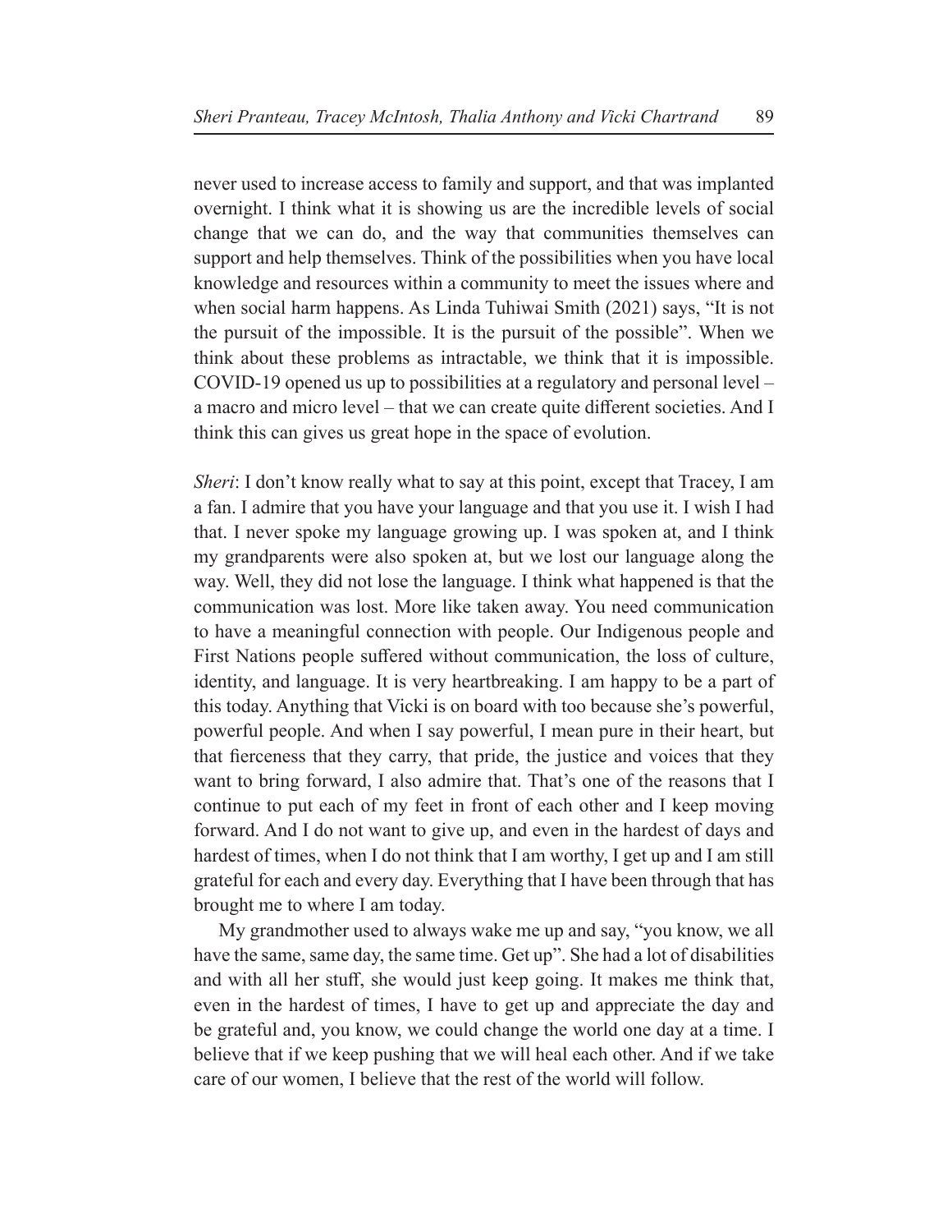never used to increase access to family and support, and that was implanted overnight. I think what it is showing us are the incredible levels of social change that we can do, and the way that communities themselves can support and help themselves. Think of the possibilities when you have local knowledge and resources within a community to meet the issues where and when social harm happens. As Linda Tuhiwai Smith (2021) says, "It is not the pursuit of the impossible. It is the pursuit of the possible". When we think about these problems as intractable, we think that it is impossible. COVID-19 opened us up to possibilities at a regulatory and personal level – a macro and micro level – that we can create quite different societies. And I think this can gives us great hope in the space of evolution.

*Sheri*: I don't know really what to say at this point, except that Tracey, I am a fan. I admire that you have your language and that you use it. I wish I had that. I never spoke my language growing up. I was spoken at, and I think my grandparents were also spoken at, but we lost our language along the way. Well, they did not lose the language. I think what happened is that the communication was lost. More like taken away. You need communication to have a meaningful connection with people. Our Indigenous people and First Nations people suffered without communication, the loss of culture, identity, and language. It is very heartbreaking. I am happy to be a part of this today. Anything that Vicki is on board with too because she's powerful, powerful people. And when I say powerful, I mean pure in their heart, but that fierceness that they carry, that pride, the justice and voices that they want to bring forward, I also admire that. That's one of the reasons that I continue to put each of my feet in front of each other and I keep moving forward. And I do not want to give up, and even in the hardest of days and hardest of times, when I do not think that I am worthy, I get up and I am still grateful for each and every day. Everything that I have been through that has brought me to where I am today.

My grandmother used to always wake me up and say, "you know, we all have the same, same day, the same time. Get up". She had a lot of disabilities and with all her stuff, she would just keep going. It makes me think that, even in the hardest of times, I have to get up and appreciate the day and be grateful and, you know, we could change the world one day at a time. I believe that if we keep pushing that we will heal each other. And if we take care of our women, I believe that the rest of the world will follow.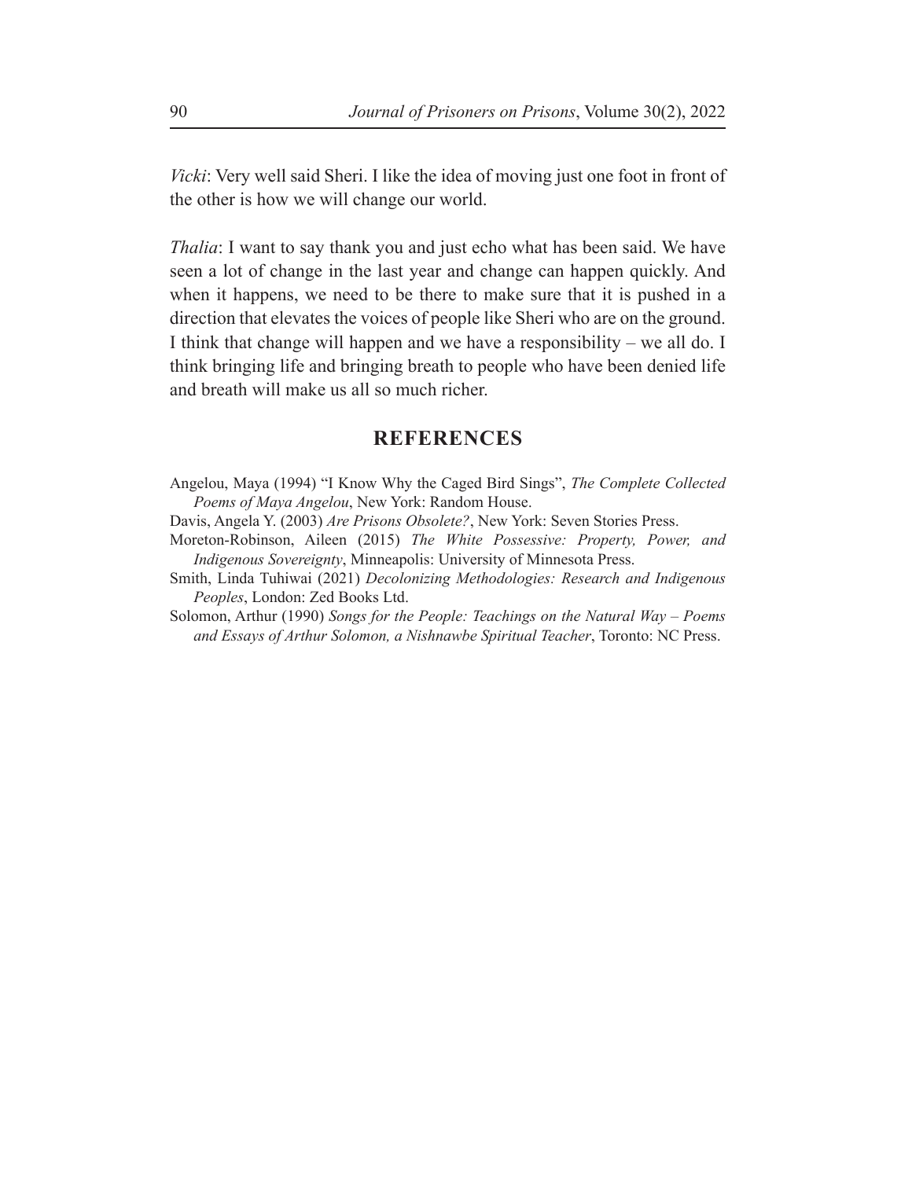*Vicki*: Very well said Sheri. I like the idea of moving just one foot in front of the other is how we will change our world.

*Thalia*: I want to say thank you and just echo what has been said. We have seen a lot of change in the last year and change can happen quickly. And when it happens, we need to be there to make sure that it is pushed in a direction that elevates the voices of people like Sheri who are on the ground. I think that change will happen and we have a responsibility – we all do. I think bringing life and bringing breath to people who have been denied life and breath will make us all so much richer.

## REFERENCES

Angelou, Maya (1994) "I Know Why the Caged Bird Sings", *The Complete Collected Poems of Maya Angelou*, New York: Random House.

Davis, Angela Y. (2003) *Are Prisons Obsolete?*, New York: Seven Stories Press.

Moreton-Robinson, Aileen (2015) *The White Possessive: Property, Power, and Indigenous Sovereignty*, Minneapolis: University of Minnesota Press.

Smith, Linda Tuhiwai (2021) *Decolonizing Methodologies: Research and Indigenous Peoples*, London: Zed Books Ltd.

Solomon, Arthur (1990) *Songs for the People: Teachings on the Natural Way – Poems and Essays of Arthur Solomon, a Nishnawbe Spiritual Teacher*, Toronto: NC Press.